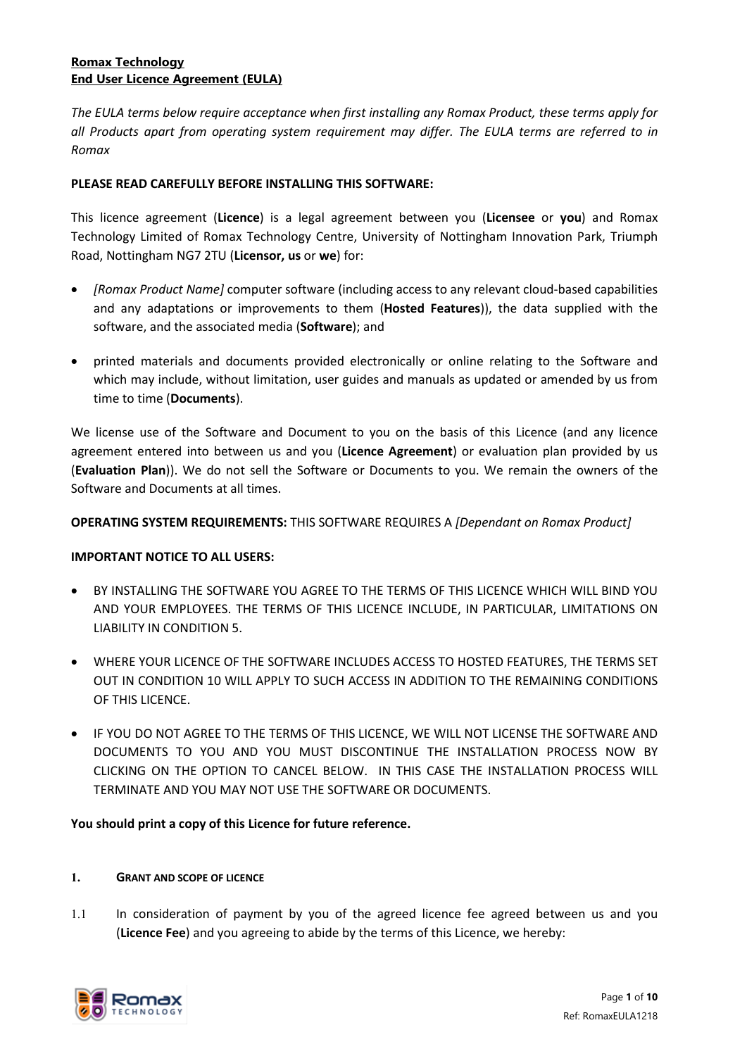**Romax Technology**
**End User Licence Agreement (EULA)**

*The EULA terms below require acceptance when first installing any Romax Product, these terms apply for all Products apart from operating system requirement may differ. The EULA terms are referred to in Romax*

**PLEASE READ CAREFULLY BEFORE INSTALLING THIS SOFTWARE:**

This licence agreement (**Licence**) is a legal agreement between you (**Licensee** or **you**) and Romax Technology Limited of Romax Technology Centre, University of Nottingham Innovation Park, Triumph Road, Nottingham NG7 2TU (**Licensor, us** or **we**) for:

- *[Romax Product Name]* computer software (including access to any relevant cloud-based capabilities and any adaptations or improvements to them (**Hosted Features**)), the data supplied with the software, and the associated media (**Software**); and
- printed materials and documents provided electronically or online relating to the Software and which may include, without limitation, user guides and manuals as updated or amended by us from time to time (**Documents**).

We license use of the Software and Document to you on the basis of this Licence (and any licence agreement entered into between us and you (**Licence Agreement**) or evaluation plan provided by us (**Evaluation Plan**)). We do not sell the Software or Documents to you. We remain the owners of the Software and Documents at all times.

**OPERATING SYSTEM REQUIREMENTS:** THIS SOFTWARE REQUIRES A *[Dependant on Romax Product]*

**IMPORTANT NOTICE TO ALL USERS:**

- BY INSTALLING THE SOFTWARE YOU AGREE TO THE TERMS OF THIS LICENCE WHICH WILL BIND YOU AND YOUR EMPLOYEES. THE TERMS OF THIS LICENCE INCLUDE, IN PARTICULAR, LIMITATIONS ON LIABILITY IN CONDITION 5.
- WHERE YOUR LICENCE OF THE SOFTWARE INCLUDES ACCESS TO HOSTED FEATURES, THE TERMS SET OUT IN CONDITION 10 WILL APPLY TO SUCH ACCESS IN ADDITION TO THE REMAINING CONDITIONS OF THIS LICENCE.
- IF YOU DO NOT AGREE TO THE TERMS OF THIS LICENCE, WE WILL NOT LICENSE THE SOFTWARE AND DOCUMENTS TO YOU AND YOU MUST DISCONTINUE THE INSTALLATION PROCESS NOW BY CLICKING ON THE OPTION TO CANCEL BELOW. IN THIS CASE THE INSTALLATION PROCESS WILL TERMINATE AND YOU MAY NOT USE THE SOFTWARE OR DOCUMENTS.

**You should print a copy of this Licence for future reference.**

## 1. GRANT AND SCOPE OF LICENCE

1.1 In consideration of payment by you of the agreed licence fee agreed between us and you (**Licence Fee**) and you agreeing to abide by the terms of this Licence, we hereby: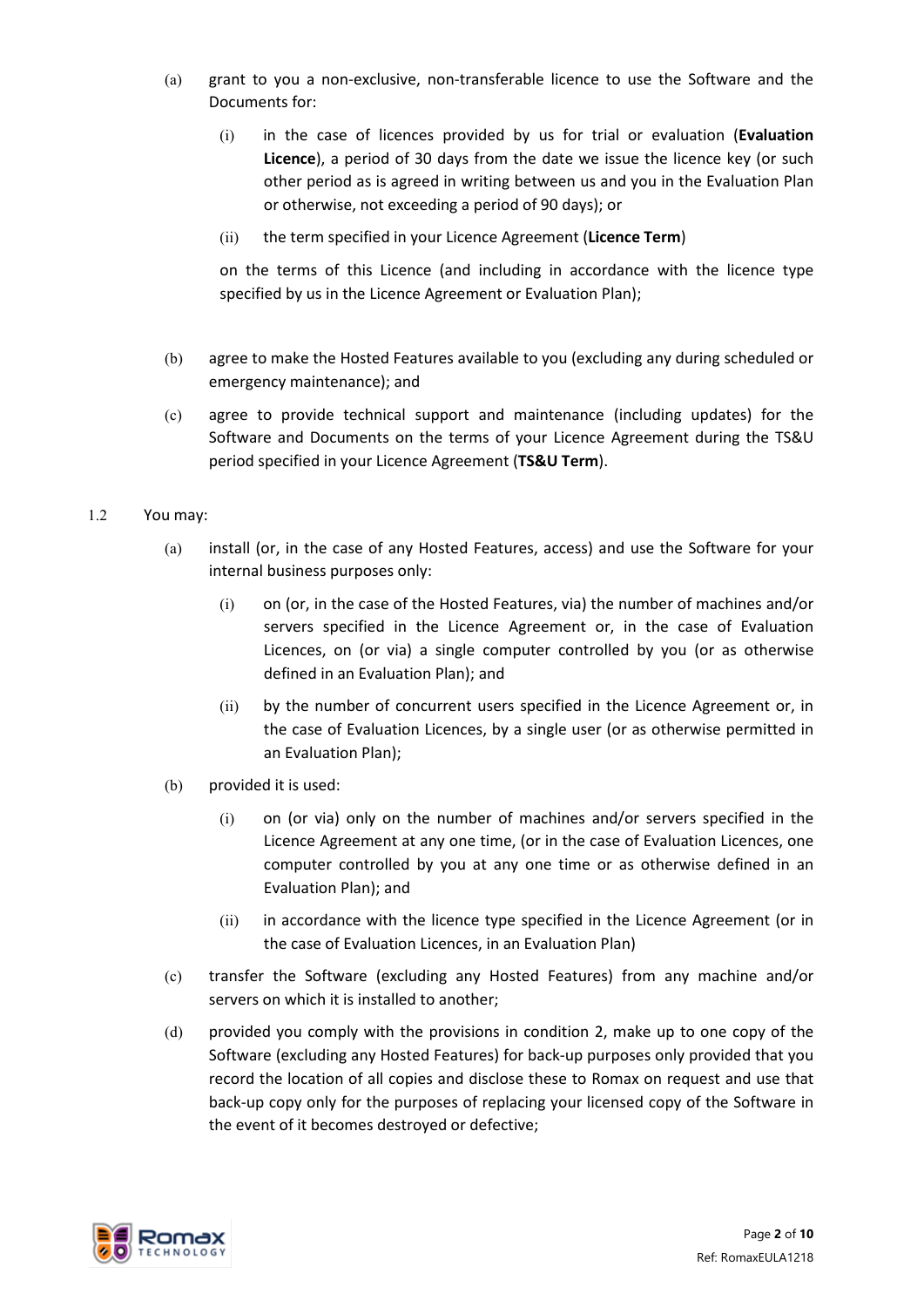(a) grant to you a non-exclusive, non-transferable licence to use the Software and the Documents for:

  (i) in the case of licences provided by us for trial or evaluation (**Evaluation Licence**), a period of 30 days from the date we issue the licence key (or such other period as is agreed in writing between us and you in the Evaluation Plan or otherwise, not exceeding a period of 90 days); or

  (ii) the term specified in your Licence Agreement (**Licence Term**)

  on the terms of this Licence (and including in accordance with the licence type specified by us in the Licence Agreement or Evaluation Plan);

(b) agree to make the Hosted Features available to you (excluding any during scheduled or emergency maintenance); and

(c) agree to provide technical support and maintenance (including updates) for the Software and Documents on the terms of your Licence Agreement during the TS&U period specified in your Licence Agreement (**TS&U Term**).

1.2 You may:

(a) install (or, in the case of any Hosted Features, access) and use the Software for your internal business purposes only:

  (i) on (or, in the case of the Hosted Features, via) the number of machines and/or servers specified in the Licence Agreement or, in the case of Evaluation Licences, on (or via) a single computer controlled by you (or as otherwise defined in an Evaluation Plan); and

  (ii) by the number of concurrent users specified in the Licence Agreement or, in the case of Evaluation Licences, by a single user (or as otherwise permitted in an Evaluation Plan);

(b) provided it is used:

  (i) on (or via) only on the number of machines and/or servers specified in the Licence Agreement at any one time, (or in the case of Evaluation Licences, one computer controlled by you at any one time or as otherwise defined in an Evaluation Plan); and

  (ii) in accordance with the licence type specified in the Licence Agreement (or in the case of Evaluation Licences, in an Evaluation Plan)

(c) transfer the Software (excluding any Hosted Features) from any machine and/or servers on which it is installed to another;

(d) provided you comply with the provisions in condition 2, make up to one copy of the Software (excluding any Hosted Features) for back-up purposes only provided that you record the location of all copies and disclose these to Romax on request and use that back-up copy only for the purposes of replacing your licensed copy of the Software in the event of it becomes destroyed or defective;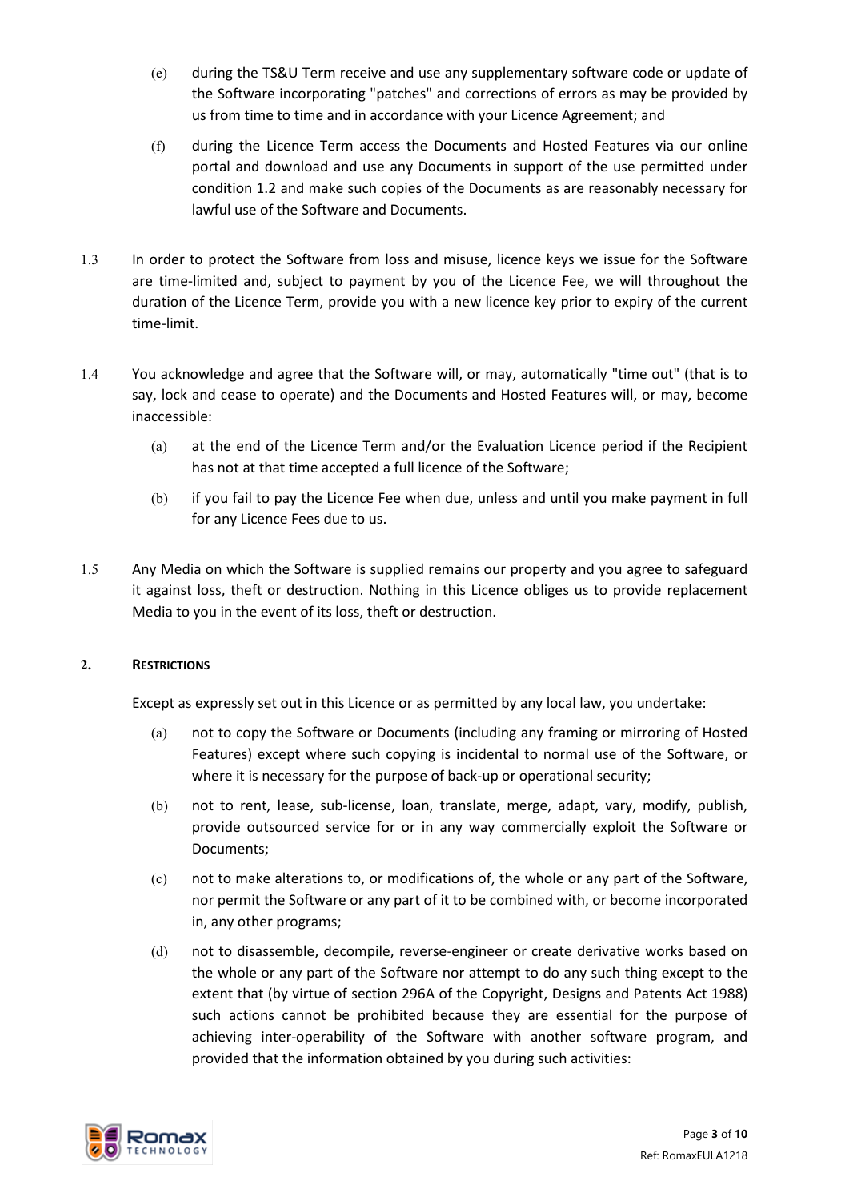(e) during the TS&U Term receive and use any supplementary software code or update of the Software incorporating "patches" and corrections of errors as may be provided by us from time to time and in accordance with your Licence Agreement; and

(f) during the Licence Term access the Documents and Hosted Features via our online portal and download and use any Documents in support of the use permitted under condition 1.2 and make such copies of the Documents as are reasonably necessary for lawful use of the Software and Documents.

1.3 In order to protect the Software from loss and misuse, licence keys we issue for the Software are time-limited and, subject to payment by you of the Licence Fee, we will throughout the duration of the Licence Term, provide you with a new licence key prior to expiry of the current time-limit.

1.4 You acknowledge and agree that the Software will, or may, automatically "time out" (that is to say, lock and cease to operate) and the Documents and Hosted Features will, or may, become inaccessible:

(a) at the end of the Licence Term and/or the Evaluation Licence period if the Recipient has not at that time accepted a full licence of the Software;

(b) if you fail to pay the Licence Fee when due, unless and until you make payment in full for any Licence Fees due to us.

1.5 Any Media on which the Software is supplied remains our property and you agree to safeguard it against loss, theft or destruction. Nothing in this Licence obliges us to provide replacement Media to you in the event of its loss, theft or destruction.

## 2. RESTRICTIONS

Except as expressly set out in this Licence or as permitted by any local law, you undertake:

(a) not to copy the Software or Documents (including any framing or mirroring of Hosted Features) except where such copying is incidental to normal use of the Software, or where it is necessary for the purpose of back-up or operational security;

(b) not to rent, lease, sub-license, loan, translate, merge, adapt, vary, modify, publish, provide outsourced service for or in any way commercially exploit the Software or Documents;

(c) not to make alterations to, or modifications of, the whole or any part of the Software, nor permit the Software or any part of it to be combined with, or become incorporated in, any other programs;

(d) not to disassemble, decompile, reverse-engineer or create derivative works based on the whole or any part of the Software nor attempt to do any such thing except to the extent that (by virtue of section 296A of the Copyright, Designs and Patents Act 1988) such actions cannot be prohibited because they are essential for the purpose of achieving inter-operability of the Software with another software program, and provided that the information obtained by you during such activities: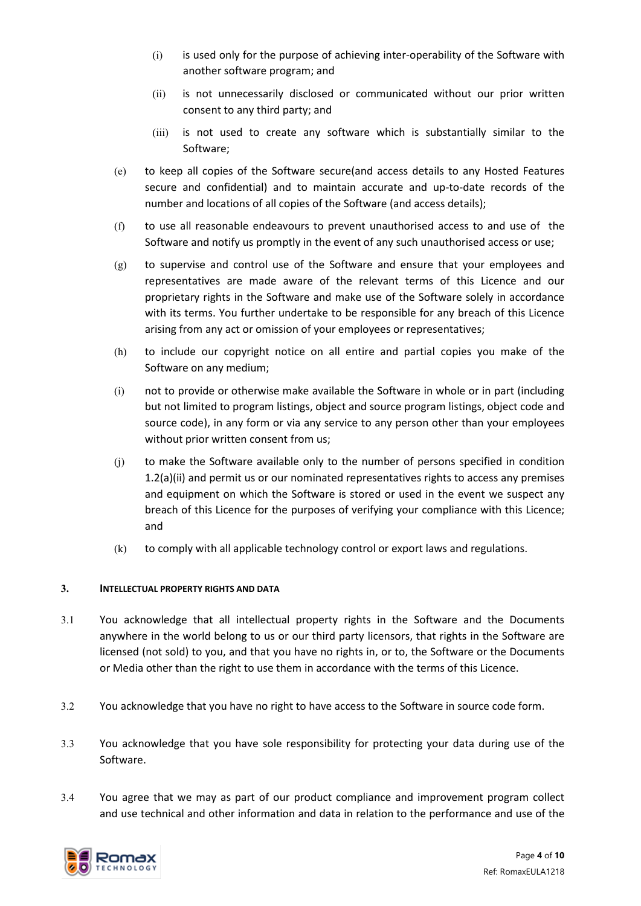(i) is used only for the purpose of achieving inter-operability of the Software with another software program; and

(ii) is not unnecessarily disclosed or communicated without our prior written consent to any third party; and

(iii) is not used to create any software which is substantially similar to the Software;

(e) to keep all copies of the Software secure(and access details to any Hosted Features secure and confidential) and to maintain accurate and up-to-date records of the number and locations of all copies of the Software (and access details);

(f) to use all reasonable endeavours to prevent unauthorised access to and use of the Software and notify us promptly in the event of any such unauthorised access or use;

(g) to supervise and control use of the Software and ensure that your employees and representatives are made aware of the relevant terms of this Licence and our proprietary rights in the Software and make use of the Software solely in accordance with its terms. You further undertake to be responsible for any breach of this Licence arising from any act or omission of your employees or representatives;

(h) to include our copyright notice on all entire and partial copies you make of the Software on any medium;

(i) not to provide or otherwise make available the Software in whole or in part (including but not limited to program listings, object and source program listings, object code and source code), in any form or via any service to any person other than your employees without prior written consent from us;

(j) to make the Software available only to the number of persons specified in condition 1.2(a)(ii) and permit us or our nominated representatives rights to access any premises and equipment on which the Software is stored or used in the event we suspect any breach of this Licence for the purposes of verifying your compliance with this Licence; and

(k) to comply with all applicable technology control or export laws and regulations.

## 3. INTELLECTUAL PROPERTY RIGHTS AND DATA

3.1 You acknowledge that all intellectual property rights in the Software and the Documents anywhere in the world belong to us or our third party licensors, that rights in the Software are licensed (not sold) to you, and that you have no rights in, or to, the Software or the Documents or Media other than the right to use them in accordance with the terms of this Licence.

3.2 You acknowledge that you have no right to have access to the Software in source code form.

3.3 You acknowledge that you have sole responsibility for protecting your data during use of the Software.

3.4 You agree that we may as part of our product compliance and improvement program collect and use technical and other information and data in relation to the performance and use of the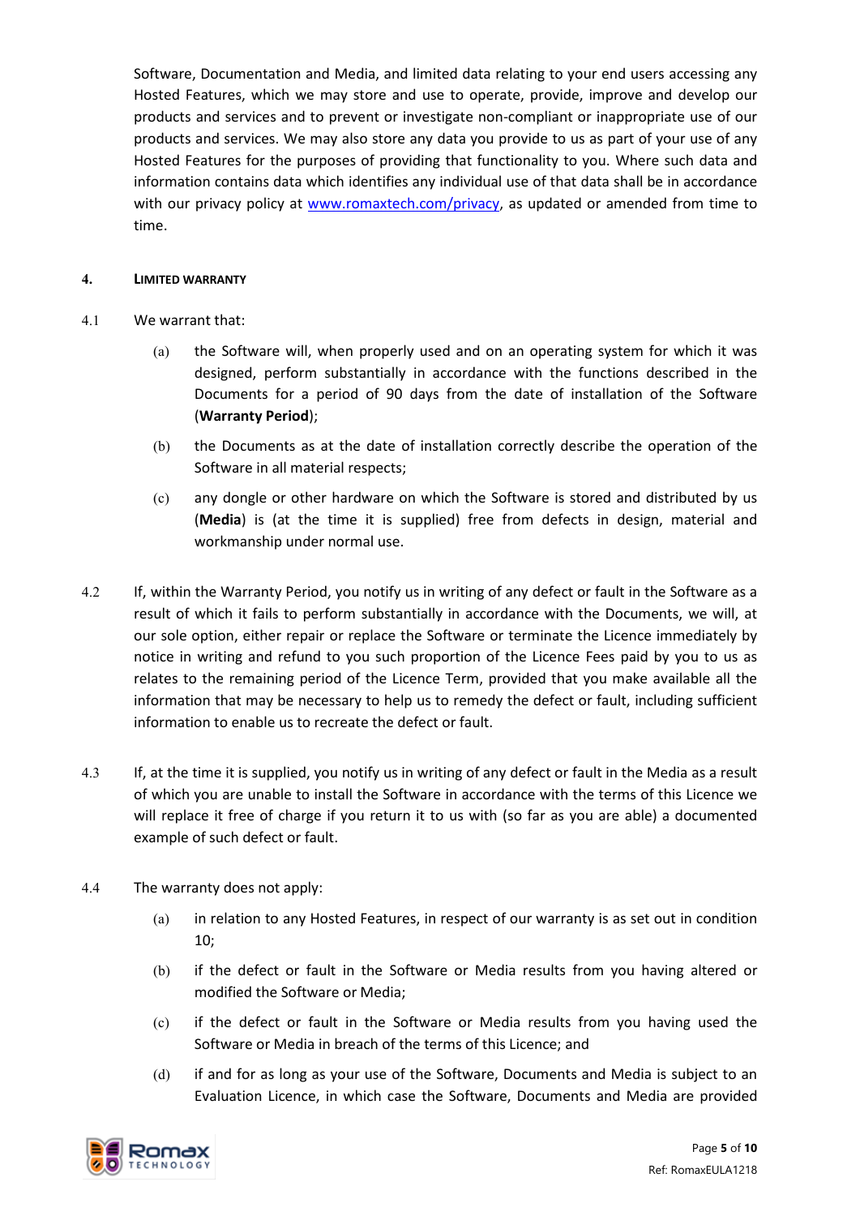Software, Documentation and Media, and limited data relating to your end users accessing any Hosted Features, which we may store and use to operate, provide, improve and develop our products and services and to prevent or investigate non-compliant or inappropriate use of our products and services. We may also store any data you provide to us as part of your use of any Hosted Features for the purposes of providing that functionality to you. Where such data and information contains data which identifies any individual use of that data shall be in accordance with our privacy policy at [www.romaxtech.com/privacy](www.romaxtech.com/privacy), as updated or amended from time to time.

## 4. LIMITED WARRANTY

4.1 We warrant that:

(a) the Software will, when properly used and on an operating system for which it was designed, perform substantially in accordance with the functions described in the Documents for a period of 90 days from the date of installation of the Software (**Warranty Period**);

(b) the Documents as at the date of installation correctly describe the operation of the Software in all material respects;

(c) any dongle or other hardware on which the Software is stored and distributed by us (**Media**) is (at the time it is supplied) free from defects in design, material and workmanship under normal use.

4.2 If, within the Warranty Period, you notify us in writing of any defect or fault in the Software as a result of which it fails to perform substantially in accordance with the Documents, we will, at our sole option, either repair or replace the Software or terminate the Licence immediately by notice in writing and refund to you such proportion of the Licence Fees paid by you to us as relates to the remaining period of the Licence Term, provided that you make available all the information that may be necessary to help us to remedy the defect or fault, including sufficient information to enable us to recreate the defect or fault.

4.3 If, at the time it is supplied, you notify us in writing of any defect or fault in the Media as a result of which you are unable to install the Software in accordance with the terms of this Licence we will replace it free of charge if you return it to us with (so far as you are able) a documented example of such defect or fault.

4.4 The warranty does not apply:

(a) in relation to any Hosted Features, in respect of our warranty is as set out in condition 10;

(b) if the defect or fault in the Software or Media results from you having altered or modified the Software or Media;

(c) if the defect or fault in the Software or Media results from you having used the Software or Media in breach of the terms of this Licence; and

(d) if and for as long as your use of the Software, Documents and Media is subject to an Evaluation Licence, in which case the Software, Documents and Media are provided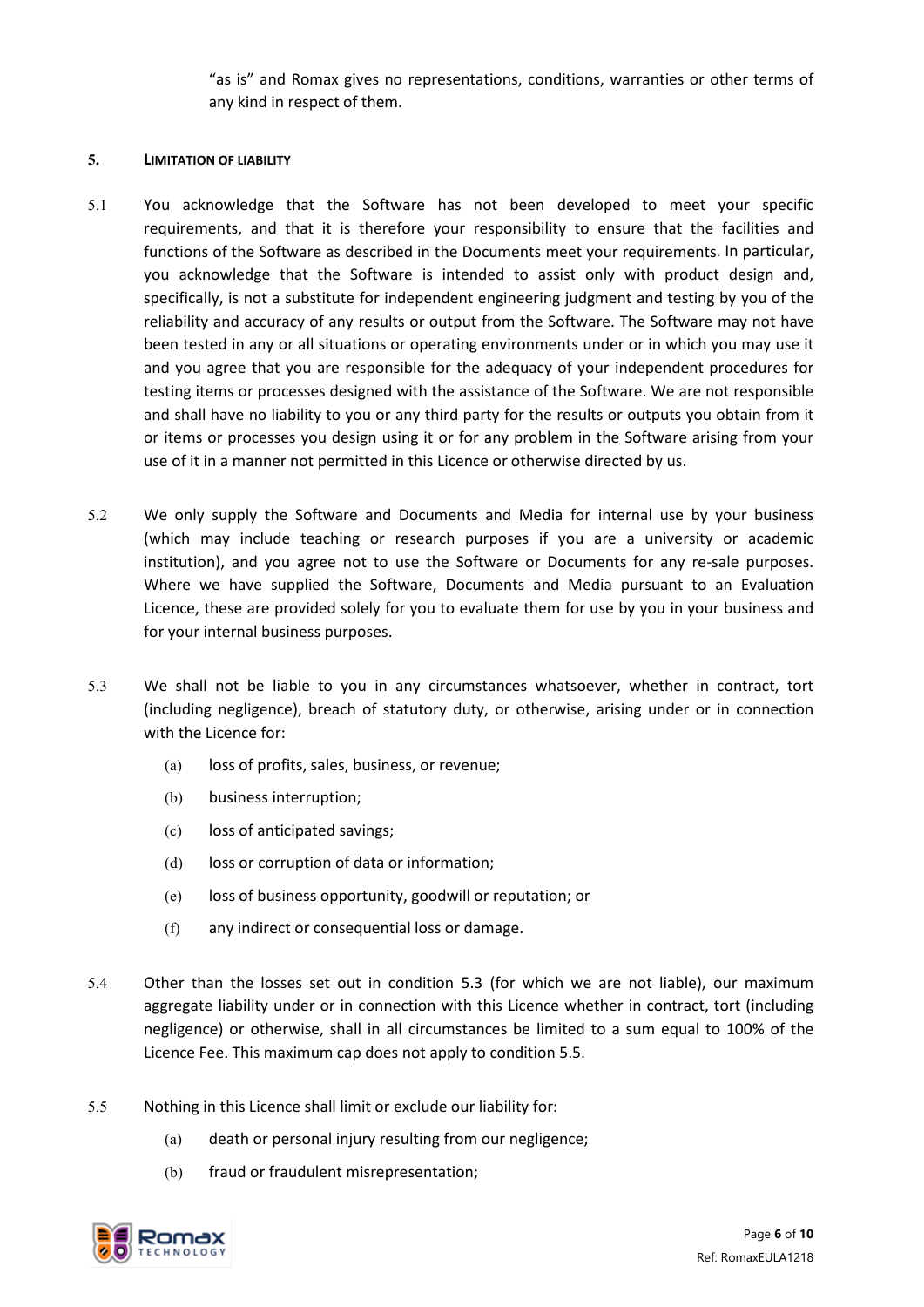"as is" and Romax gives no representations, conditions, warranties or other terms of any kind in respect of them.

## 5. LIMITATION OF LIABILITY

5.1 You acknowledge that the Software has not been developed to meet your specific requirements, and that it is therefore your responsibility to ensure that the facilities and functions of the Software as described in the Documents meet your requirements. In particular, you acknowledge that the Software is intended to assist only with product design and, specifically, is not a substitute for independent engineering judgment and testing by you of the reliability and accuracy of any results or output from the Software. The Software may not have been tested in any or all situations or operating environments under or in which you may use it and you agree that you are responsible for the adequacy of your independent procedures for testing items or processes designed with the assistance of the Software. We are not responsible and shall have no liability to you or any third party for the results or outputs you obtain from it or items or processes you design using it or for any problem in the Software arising from your use of it in a manner not permitted in this Licence or otherwise directed by us.

5.2 We only supply the Software and Documents and Media for internal use by your business (which may include teaching or research purposes if you are a university or academic institution), and you agree not to use the Software or Documents for any re-sale purposes. Where we have supplied the Software, Documents and Media pursuant to an Evaluation Licence, these are provided solely for you to evaluate them for use by you in your business and for your internal business purposes.

5.3 We shall not be liable to you in any circumstances whatsoever, whether in contract, tort (including negligence), breach of statutory duty, or otherwise, arising under or in connection with the Licence for:

- (a) loss of profits, sales, business, or revenue;
- (b) business interruption;
- (c) loss of anticipated savings;
- (d) loss or corruption of data or information;
- (e) loss of business opportunity, goodwill or reputation; or
- (f) any indirect or consequential loss or damage.

5.4 Other than the losses set out in condition 5.3 (for which we are not liable), our maximum aggregate liability under or in connection with this Licence whether in contract, tort (including negligence) or otherwise, shall in all circumstances be limited to a sum equal to 100% of the Licence Fee. This maximum cap does not apply to condition 5.5.

5.5 Nothing in this Licence shall limit or exclude our liability for:

- (a) death or personal injury resulting from our negligence;
- (b) fraud or fraudulent misrepresentation;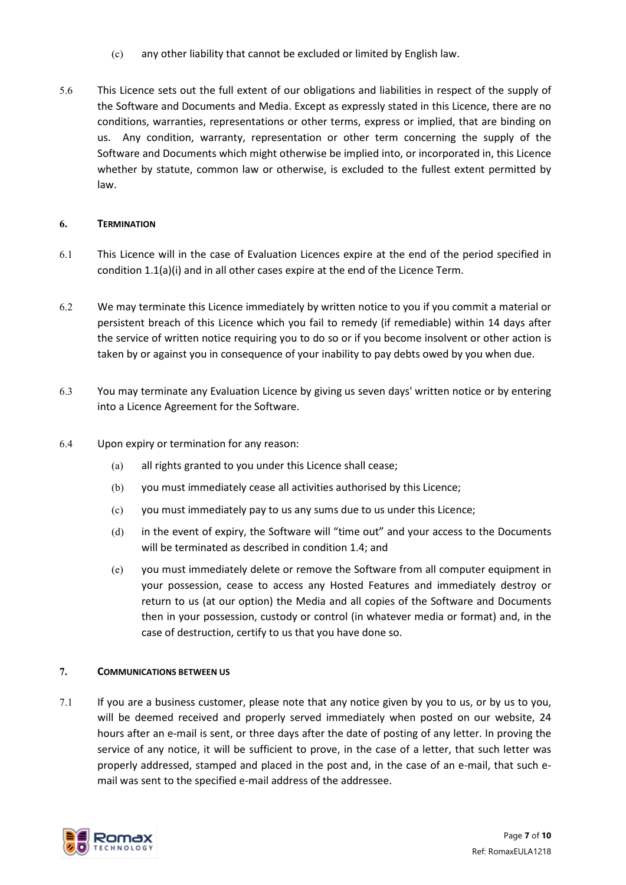(c) any other liability that cannot be excluded or limited by English law.

5.6 This Licence sets out the full extent of our obligations and liabilities in respect of the supply of the Software and Documents and Media. Except as expressly stated in this Licence, there are no conditions, warranties, representations or other terms, express or implied, that are binding on us. Any condition, warranty, representation or other term concerning the supply of the Software and Documents which might otherwise be implied into, or incorporated in, this Licence whether by statute, common law or otherwise, is excluded to the fullest extent permitted by law.

## 6. TERMINATION

6.1 This Licence will in the case of Evaluation Licences expire at the end of the period specified in condition 1.1(a)(i) and in all other cases expire at the end of the Licence Term.

6.2 We may terminate this Licence immediately by written notice to you if you commit a material or persistent breach of this Licence which you fail to remedy (if remediable) within 14 days after the service of written notice requiring you to do so or if you become insolvent or other action is taken by or against you in consequence of your inability to pay debts owed by you when due.

6.3 You may terminate any Evaluation Licence by giving us seven days' written notice or by entering into a Licence Agreement for the Software.

6.4 Upon expiry or termination for any reason:

(a) all rights granted to you under this Licence shall cease;

(b) you must immediately cease all activities authorised by this Licence;

(c) you must immediately pay to us any sums due to us under this Licence;

(d) in the event of expiry, the Software will "time out" and your access to the Documents will be terminated as described in condition 1.4; and

(e) you must immediately delete or remove the Software from all computer equipment in your possession, cease to access any Hosted Features and immediately destroy or return to us (at our option) the Media and all copies of the Software and Documents then in your possession, custody or control (in whatever media or format) and, in the case of destruction, certify to us that you have done so.

## 7. COMMUNICATIONS BETWEEN US

7.1 If you are a business customer, please note that any notice given by you to us, or by us to you, will be deemed received and properly served immediately when posted on our website, 24 hours after an e-mail is sent, or three days after the date of posting of any letter. In proving the service of any notice, it will be sufficient to prove, in the case of a letter, that such letter was properly addressed, stamped and placed in the post and, in the case of an e-mail, that such e-mail was sent to the specified e-mail address of the addressee.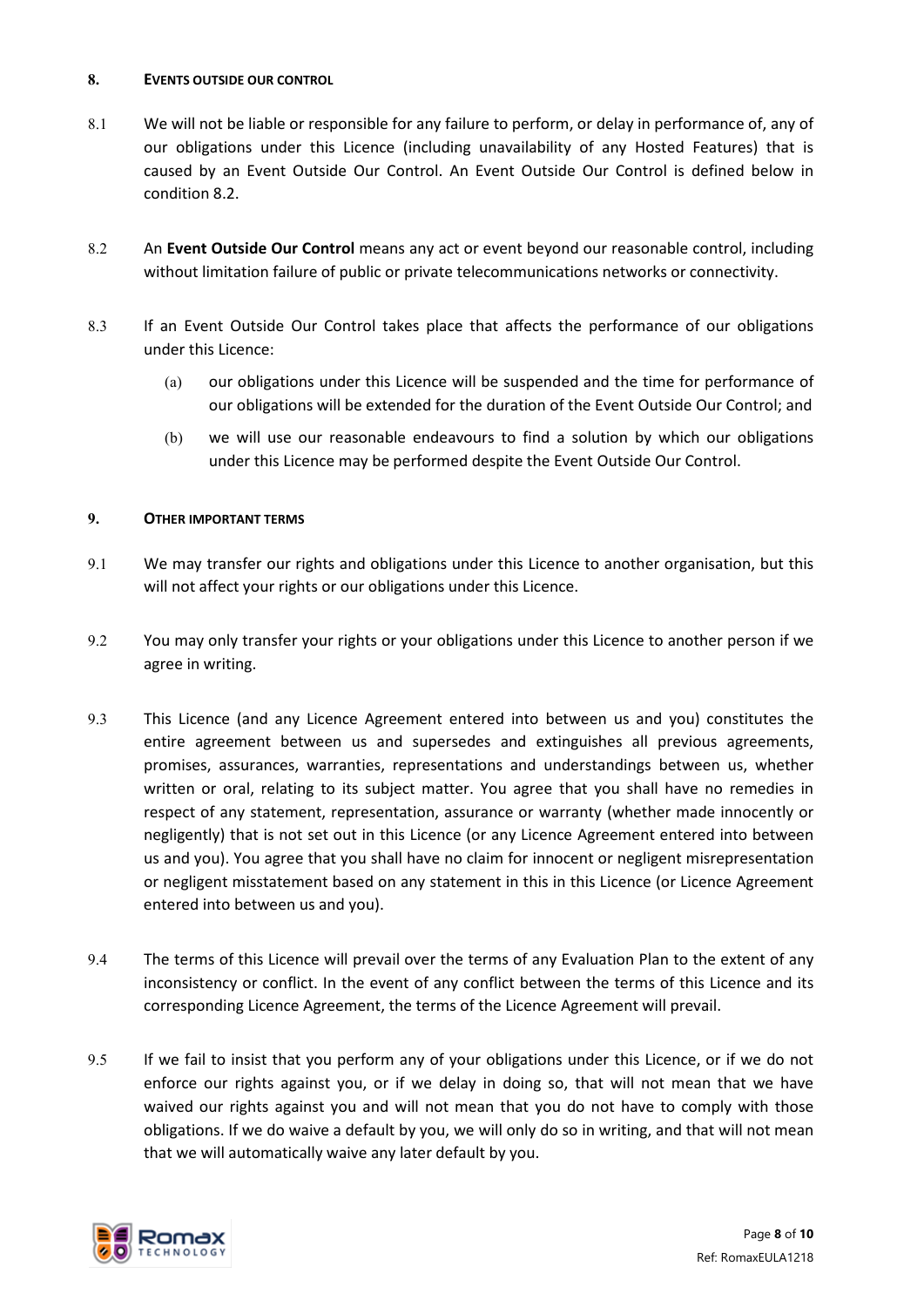## 8. EVENTS OUTSIDE OUR CONTROL

8.1 We will not be liable or responsible for any failure to perform, or delay in performance of, any of our obligations under this Licence (including unavailability of any Hosted Features) that is caused by an Event Outside Our Control. An Event Outside Our Control is defined below in condition 8.2.

8.2 An **Event Outside Our Control** means any act or event beyond our reasonable control, including without limitation failure of public or private telecommunications networks or connectivity.

8.3 If an Event Outside Our Control takes place that affects the performance of our obligations under this Licence:

(a) our obligations under this Licence will be suspended and the time for performance of our obligations will be extended for the duration of the Event Outside Our Control; and

(b) we will use our reasonable endeavours to find a solution by which our obligations under this Licence may be performed despite the Event Outside Our Control.

## 9. OTHER IMPORTANT TERMS

9.1 We may transfer our rights and obligations under this Licence to another organisation, but this will not affect your rights or our obligations under this Licence.

9.2 You may only transfer your rights or your obligations under this Licence to another person if we agree in writing.

9.3 This Licence (and any Licence Agreement entered into between us and you) constitutes the entire agreement between us and supersedes and extinguishes all previous agreements, promises, assurances, warranties, representations and understandings between us, whether written or oral, relating to its subject matter. You agree that you shall have no remedies in respect of any statement, representation, assurance or warranty (whether made innocently or negligently) that is not set out in this Licence (or any Licence Agreement entered into between us and you). You agree that you shall have no claim for innocent or negligent misrepresentation or negligent misstatement based on any statement in this in this Licence (or Licence Agreement entered into between us and you).

9.4 The terms of this Licence will prevail over the terms of any Evaluation Plan to the extent of any inconsistency or conflict. In the event of any conflict between the terms of this Licence and its corresponding Licence Agreement, the terms of the Licence Agreement will prevail.

9.5 If we fail to insist that you perform any of your obligations under this Licence, or if we do not enforce our rights against you, or if we delay in doing so, that will not mean that we have waived our rights against you and will not mean that you do not have to comply with those obligations. If we do waive a default by you, we will only do so in writing, and that will not mean that we will automatically waive any later default by you.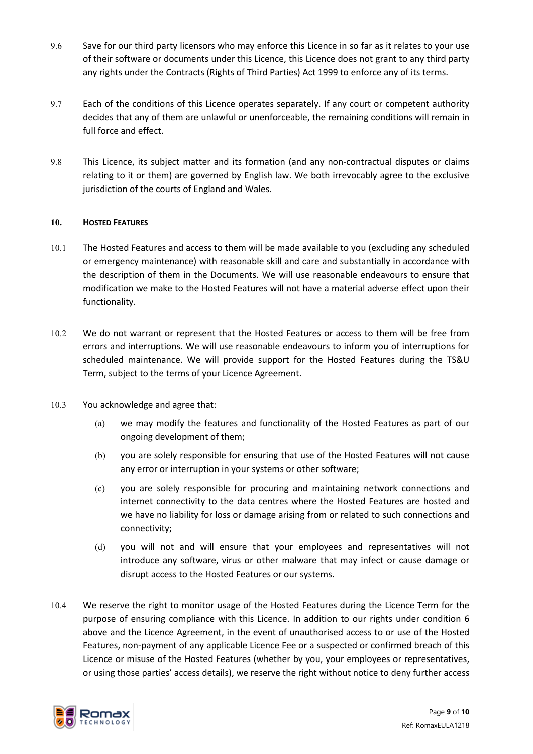9.6 Save for our third party licensors who may enforce this Licence in so far as it relates to your use of their software or documents under this Licence, this Licence does not grant to any third party any rights under the Contracts (Rights of Third Parties) Act 1999 to enforce any of its terms.

9.7 Each of the conditions of this Licence operates separately. If any court or competent authority decides that any of them are unlawful or unenforceable, the remaining conditions will remain in full force and effect.

9.8 This Licence, its subject matter and its formation (and any non-contractual disputes or claims relating to it or them) are governed by English law. We both irrevocably agree to the exclusive jurisdiction of the courts of England and Wales.

## 10. HOSTED FEATURES

10.1 The Hosted Features and access to them will be made available to you (excluding any scheduled or emergency maintenance) with reasonable skill and care and substantially in accordance with the description of them in the Documents. We will use reasonable endeavours to ensure that modification we make to the Hosted Features will not have a material adverse effect upon their functionality.

10.2 We do not warrant or represent that the Hosted Features or access to them will be free from errors and interruptions. We will use reasonable endeavours to inform you of interruptions for scheduled maintenance. We will provide support for the Hosted Features during the TS&U Term, subject to the terms of your Licence Agreement.

10.3 You acknowledge and agree that:

(a) we may modify the features and functionality of the Hosted Features as part of our ongoing development of them;

(b) you are solely responsible for ensuring that use of the Hosted Features will not cause any error or interruption in your systems or other software;

(c) you are solely responsible for procuring and maintaining network connections and internet connectivity to the data centres where the Hosted Features are hosted and we have no liability for loss or damage arising from or related to such connections and connectivity;

(d) you will not and will ensure that your employees and representatives will not introduce any software, virus or other malware that may infect or cause damage or disrupt access to the Hosted Features or our systems.

10.4 We reserve the right to monitor usage of the Hosted Features during the Licence Term for the purpose of ensuring compliance with this Licence. In addition to our rights under condition 6 above and the Licence Agreement, in the event of unauthorised access to or use of the Hosted Features, non-payment of any applicable Licence Fee or a suspected or confirmed breach of this Licence or misuse of the Hosted Features (whether by you, your employees or representatives, or using those parties' access details), we reserve the right without notice to deny further access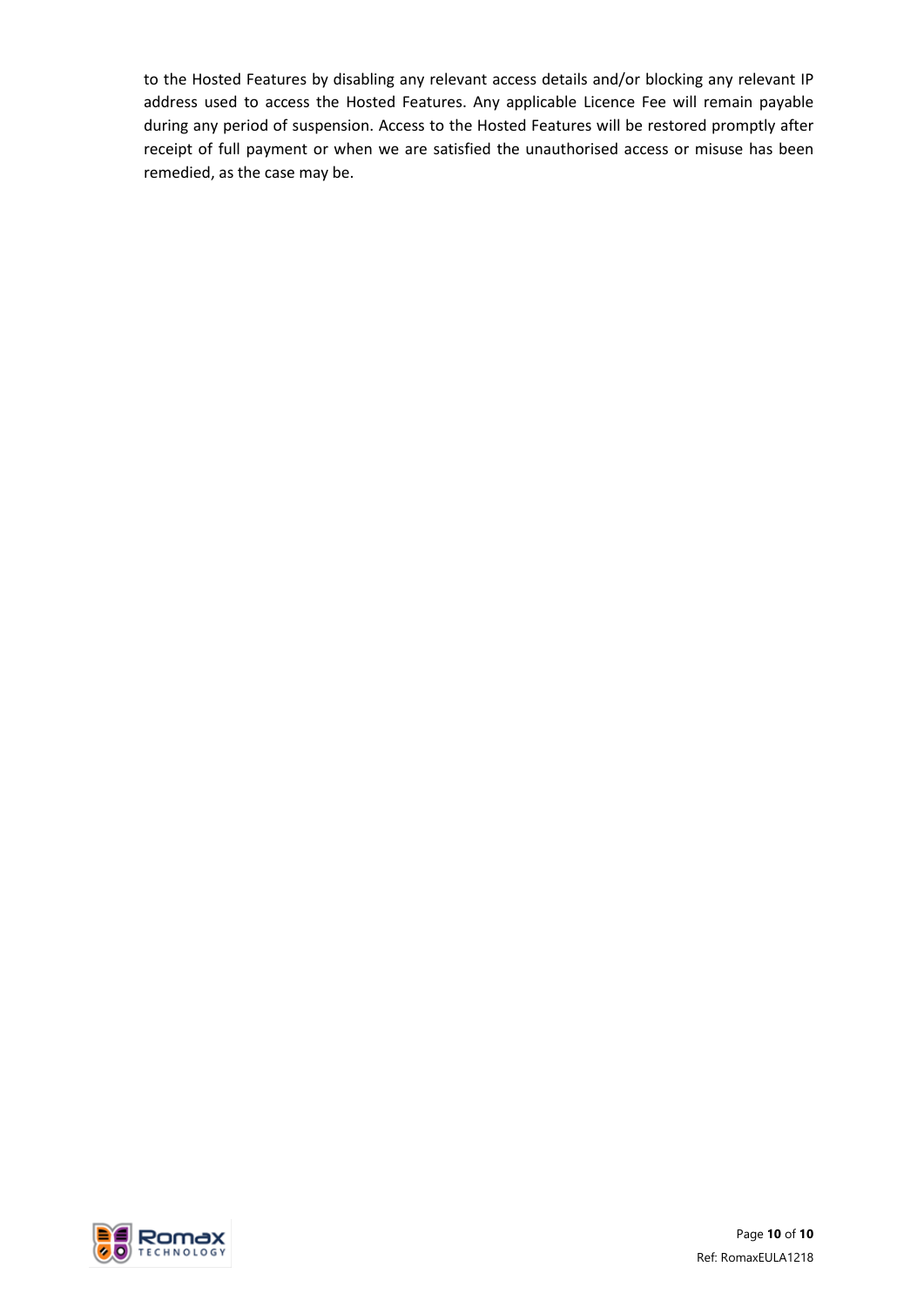to the Hosted Features by disabling any relevant access details and/or blocking any relevant IP address used to access the Hosted Features. Any applicable Licence Fee will remain payable during any period of suspension. Access to the Hosted Features will be restored promptly after receipt of full payment or when we are satisfied the unauthorised access or misuse has been remedied, as the case may be.